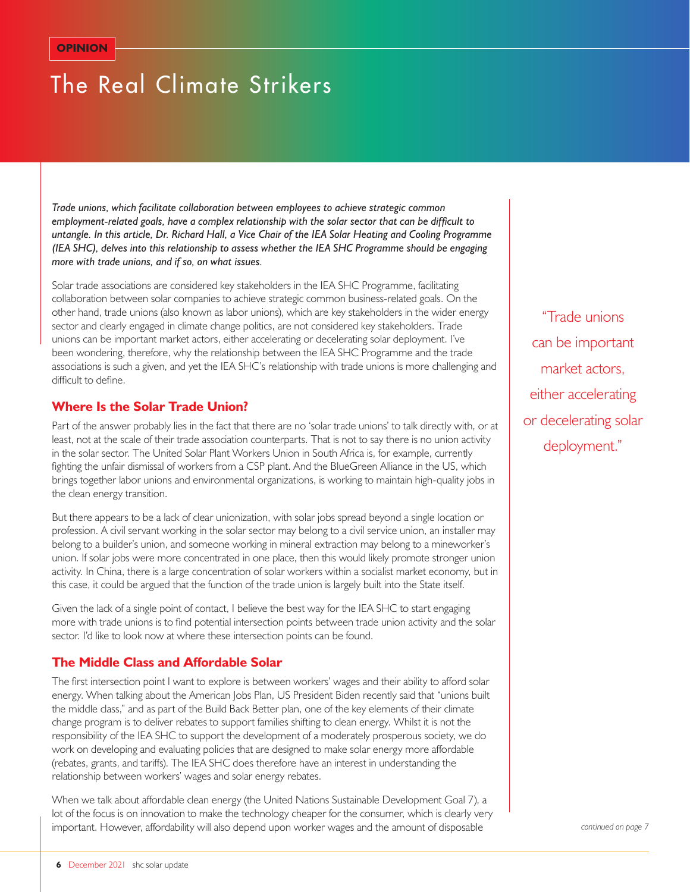OPINION

# The Real Climate Strikers

*Trade unions, which facilitate collaboration between employees to achieve strategic common employment-related goals, have a complex relationship with the solar sector that can be difficult to untangle. In this article, Dr. Richard Hall, a Vice Chair of the IEA Solar Heating and Cooling Programme (IEA SHC), delves into this relationship to assess whether the IEA SHC Programme should be engaging more with trade unions, and if so, on what issues.*

Solar trade associations are considered key stakeholders in the IEA SHC Programme, facilitating collaboration between solar companies to achieve strategic common business-related goals. On the other hand, trade unions (also known as labor unions), which are key stakeholders in the wider energy sector and clearly engaged in climate change politics, are not considered key stakeholders. Trade unions can be important market actors, either accelerating or decelerating solar deployment. I've been wondering, therefore, why the relationship between the IEA SHC Programme and the trade associations is such a given, and yet the IEA SHC's relationship with trade unions is more challenging and difficult to define.

"Trade unions can be important market actors, either accelerating or decelerating solar deployment."

## Where Is the Solar Trade Union?

Part of the answer probably lies in the fact that there are no 'solar trade unions' to talk directly with, or at least, not at the scale of their trade association counterparts. That is not to say there is no union activity in the solar sector. The United Solar Plant Workers Union in South Africa is, for example, currently fighting the unfair dismissal of workers from a CSP plant. And the BlueGreen Alliance in the US, which brings together labor unions and environmental organizations, is working to maintain high-quality jobs in the clean energy transition.

But there appears to be a lack of clear unionization, with solar jobs spread beyond a single location or profession. A civil servant working in the solar sector may belong to a civil service union, an installer may belong to a builder's union, and someone working in mineral extraction may belong to a mineworker's union. If solar jobs were more concentrated in one place, then this would likely promote stronger union activity. In China, there is a large concentration of solar workers within a socialist market economy, but in this case, it could be argued that the function of the trade union is largely built into the State itself.

Given the lack of a single point of contact, I believe the best way for the IEA SHC to start engaging more with trade unions is to find potential intersection points between trade union activity and the solar sector. I'd like to look now at where these intersection points can be found.

## The Middle Class and Affordable Solar

The first intersection point I want to explore is between workers' wages and their ability to afford solar energy. When talking about the American Jobs Plan, US President Biden recently said that "unions built the middle class," and as part of the Build Back Better plan, one of the key elements of their climate change program is to deliver rebates to support families shifting to clean energy. Whilst it is not the responsibility of the IEA SHC to support the development of a moderately prosperous society, we do work on developing and evaluating policies that are designed to make solar energy more affordable (rebates, grants, and tariffs). The IEA SHC does therefore have an interest in understanding the relationship between workers' wages and solar energy rebates.

When we talk about affordable clean energy (the United Nations Sustainable Development Goal 7), a lot of the focus is on innovation to make the technology cheaper for the consumer, which is clearly very important. However, affordability will also depend upon worker wages and the amount of disposable

*continued on page 7*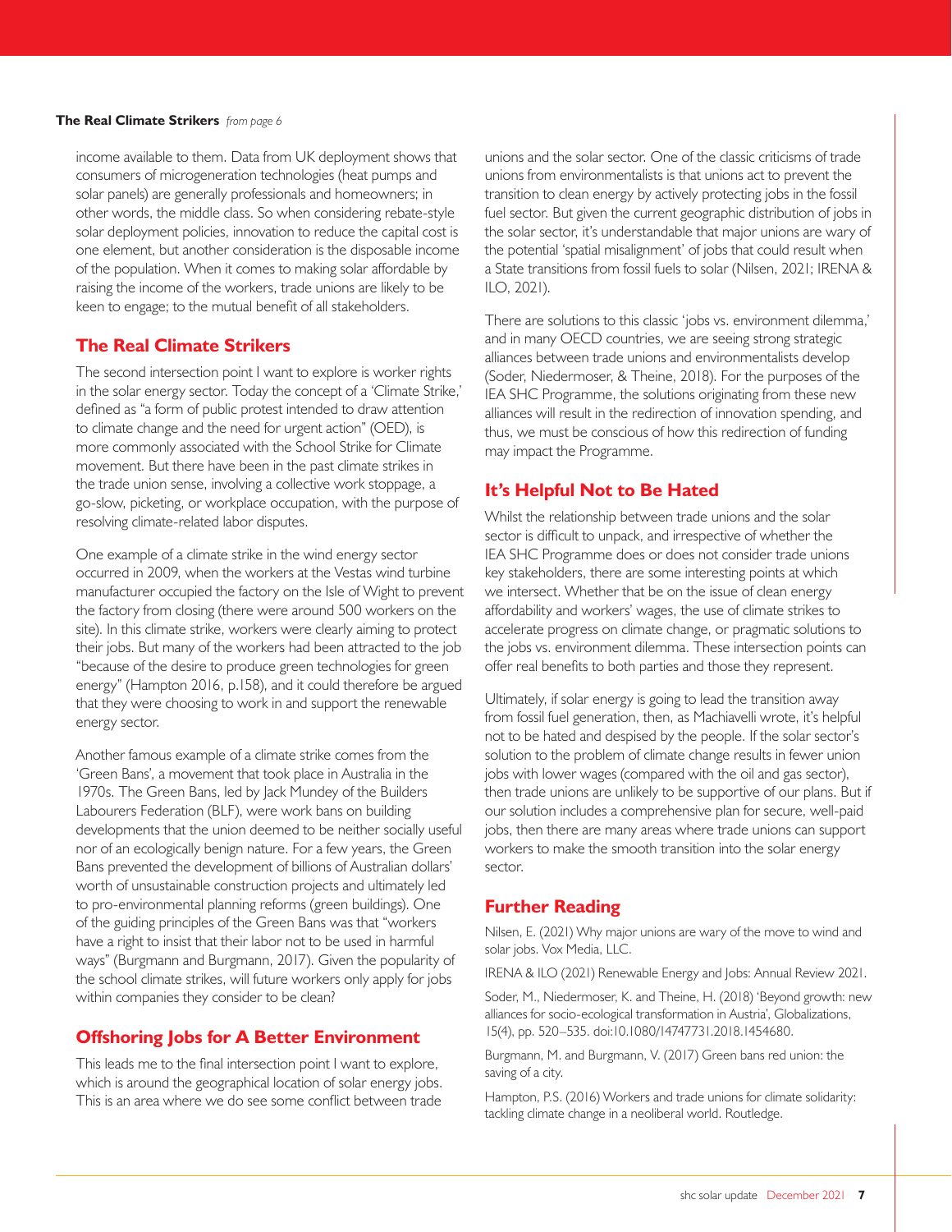**The Real Climate Strikers** *from page 6*

income available to them. Data from UK deployment shows that consumers of microgeneration technologies (heat pumps and solar panels) are generally professionals and homeowners; in other words, the middle class. So when considering rebate-style solar deployment policies, innovation to reduce the capital cost is one element, but another consideration is the disposable income of the population. When it comes to making solar affordable by raising the income of the workers, trade unions are likely to be keen to engage; to the mutual benefit of all stakeholders.

## The Real Climate Strikers

The second intersection point I want to explore is worker rights in the solar energy sector. Today the concept of a 'Climate Strike,' defined as "a form of public protest intended to draw attention to climate change and the need for urgent action" (OED), is more commonly associated with the School Strike for Climate movement. But there have been in the past climate strikes in the trade union sense, involving a collective work stoppage, a go-slow, picketing, or workplace occupation, with the purpose of resolving climate-related labor disputes.

One example of a climate strike in the wind energy sector occurred in 2009, when the workers at the Vestas wind turbine manufacturer occupied the factory on the Isle of Wight to prevent the factory from closing (there were around 500 workers on the site). In this climate strike, workers were clearly aiming to protect their jobs. But many of the workers had been attracted to the job "because of the desire to produce green technologies for green energy" (Hampton 2016, p.158), and it could therefore be argued that they were choosing to work in and support the renewable energy sector.

Another famous example of a climate strike comes from the 'Green Bans', a movement that took place in Australia in the 1970s. The Green Bans, led by Jack Mundey of the Builders Labourers Federation (BLF), were work bans on building developments that the union deemed to be neither socially useful nor of an ecologically benign nature. For a few years, the Green Bans prevented the development of billions of Australian dollars' worth of unsustainable construction projects and ultimately led to pro-environmental planning reforms (green buildings). One of the guiding principles of the Green Bans was that "workers have a right to insist that their labor not to be used in harmful ways" (Burgmann and Burgmann, 2017). Given the popularity of the school climate strikes, will future workers only apply for jobs within companies they consider to be clean?

## Offshoring Jobs for A Better Environment

This leads me to the final intersection point I want to explore, which is around the geographical location of solar energy jobs. This is an area where we do see some conflict between trade unions and the solar sector. One of the classic criticisms of trade unions from environmentalists is that unions act to prevent the transition to clean energy by actively protecting jobs in the fossil fuel sector. But given the current geographic distribution of jobs in the solar sector, it's understandable that major unions are wary of the potential 'spatial misalignment' of jobs that could result when a State transitions from fossil fuels to solar (Nilsen, 2021; IRENA & ILO, 2021).

There are solutions to this classic 'jobs vs. environment dilemma,' and in many OECD countries, we are seeing strong strategic alliances between trade unions and environmentalists develop (Soder, Niedermoser, & Theine, 2018). For the purposes of the IEA SHC Programme, the solutions originating from these new alliances will result in the redirection of innovation spending, and thus, we must be conscious of how this redirection of funding may impact the Programme.

## It's Helpful Not to Be Hated

Whilst the relationship between trade unions and the solar sector is difficult to unpack, and irrespective of whether the IEA SHC Programme does or does not consider trade unions key stakeholders, there are some interesting points at which we intersect. Whether that be on the issue of clean energy affordability and workers' wages, the use of climate strikes to accelerate progress on climate change, or pragmatic solutions to the jobs vs. environment dilemma. These intersection points can offer real benefits to both parties and those they represent.

Ultimately, if solar energy is going to lead the transition away from fossil fuel generation, then, as Machiavelli wrote, it's helpful not to be hated and despised by the people. If the solar sector's solution to the problem of climate change results in fewer union jobs with lower wages (compared with the oil and gas sector), then trade unions are unlikely to be supportive of our plans. But if our solution includes a comprehensive plan for secure, well-paid jobs, then there are many areas where trade unions can support workers to make the smooth transition into the solar energy sector.

## Further Reading

Nilsen, E. (2021) Why major unions are wary of the move to wind and solar jobs. Vox Media, LLC.

IRENA & ILO (2021) Renewable Energy and Jobs: Annual Review 2021.

Soder, M., Niedermoser, K. and Theine, H. (2018) 'Beyond growth: new alliances for socio-ecological transformation in Austria', Globalizations, 15(4), pp. 520–535. doi:10.1080/14747731.2018.1454680.

Burgmann, M. and Burgmann, V. (2017) Green bans red union: the saving of a city.

Hampton, P.S. (2016) Workers and trade unions for climate solidarity: tackling climate change in a neoliberal world. Routledge.